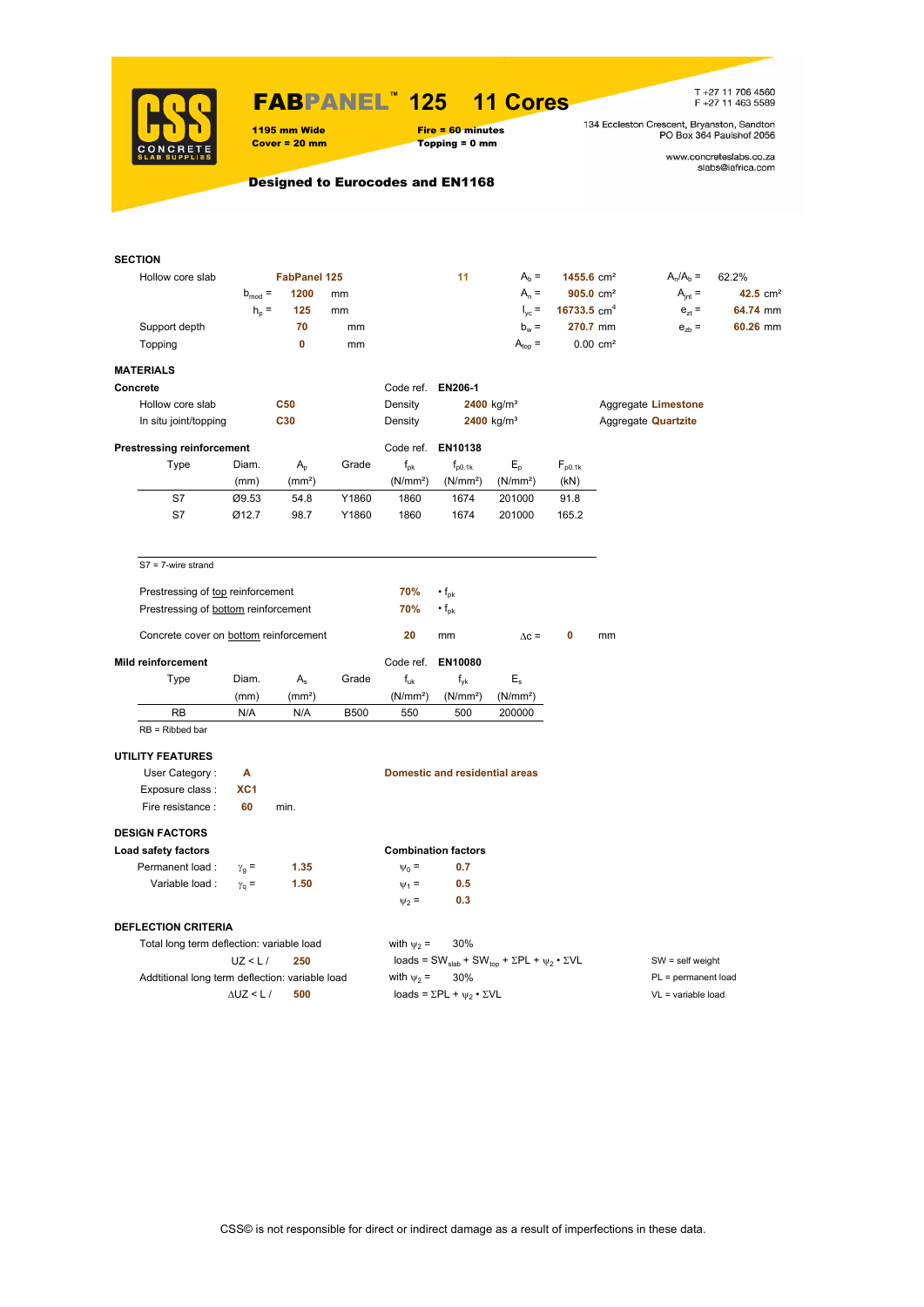# FABPANEL™ 125 11 Cores

**1195 mm Wide**
**Cover = 20 mm**

**Fire = 60 minutes**
**Topping = 0 mm**

T +27 11 706 4560
F +27 11 463 5589

134 Eccleston Crescent, Bryanston, Sandton
PO Box 364 Paulshof 2056

www.concreteslabs.co.za
slabs@iafrica.com

**Designed to Eurocodes and EN1168**

## SECTION

| | | | | | | | | |
|---|---|---|---|---|---|---|---|---|
| Hollow core slab | | **FabPanel 125** | | **11** | $A_b$ = | **1455.6** cm² | $A_n/A_b$ = | 62.2% |
| | $b_{mod}$ = | **1200** | mm | | $A_n$ = | **905.0** cm² | $A_{jnt}$ = | **42.5** cm² |
| | $h_p$ = | **125** | mm | | $I_{yc}$ = | **16733.5** cm⁴ | $e_{zt}$ = | **64.74** mm |
| Support depth | | **70** | mm | | $b_w$ = | **270.7** mm | $e_{zb}$ = | **60.26** mm |
| Topping | | **0** | mm | | $A_{top}$ = | 0.00 cm² | | |

## MATERIALS

### Concrete

| | | Code ref. | EN206-1 | |
|---|---|---|---|---|
| Hollow core slab | **C50** | Density | **2400** kg/m³ | Aggregate **Limestone** |
| In situ joint/topping | **C30** | Density | **2400** kg/m³ | Aggregate **Quartzite** |

### Prestressing reinforcement

Code ref. **EN10138**

| Type | Diam. (mm) | $A_p$ (mm²) | Grade | $f_{pk}$ (N/mm²) | $f_{p0.1k}$ (N/mm²) | $E_p$ (N/mm²) | $F_{p0.1k}$ (kN) |
|---|---|---|---|---|---|---|---|
| S7 | Ø9.53 | 54.8 | Y1860 | 1860 | 1674 | 201000 | 91.8 |
| S7 | Ø12.7 | 98.7 | Y1860 | 1860 | 1674 | 201000 | 165.2 |

S7 = 7-wire strand

Prestressing of top reinforcement **70%** • $f_{pk}$

Prestressing of bottom reinforcement **70%** • $f_{pk}$

Concrete cover on bottom reinforcement **20** mm $\Delta c$ = **0** mm

### Mild reinforcement

Code ref. **EN10080**

| Type | Diam. (mm) | $A_s$ (mm²) | Grade | $f_{uk}$ (N/mm²) | $f_{yk}$ (N/mm²) | $E_s$ (N/mm²) |
|---|---|---|---|---|---|---|
| RB | N/A | N/A | B500 | 550 | 500 | 200000 |

RB = Ribbed bar

## UTILITY FEATURES

User Category : **A** — **Domestic and residential areas**

Exposure class : **XC1**

Fire resistance : **60** min.

## DESIGN FACTORS

| Load safety factors | | | Combination factors | |
|---|---|---|---|---|
| Permanent load : | $\gamma_g$ = | **1.35** | $\psi_0$ = | **0.7** |
| Variable load : | $\gamma_q$ = | **1.50** | $\psi_1$ = | **0.5** |
| | | | $\psi_2$ = | **0.3** |

## DEFLECTION CRITERIA

Total long term deflection: variable load — with $\psi_2$ = 30%

UZ < L / **250** — loads = $SW_{slab} + SW_{top} + \Sigma PL + \psi_2 \cdot \Sigma VL$

Addtitional long term deflection: variable load — with $\psi_2$ = 30%

ΔUZ < L / **500** — loads = $\Sigma PL + \psi_2 \cdot \Sigma VL$

SW = self weight
PL = permanent load
VL = variable load

CSS© is not responsible for direct or indirect damage as a result of imperfections in these data.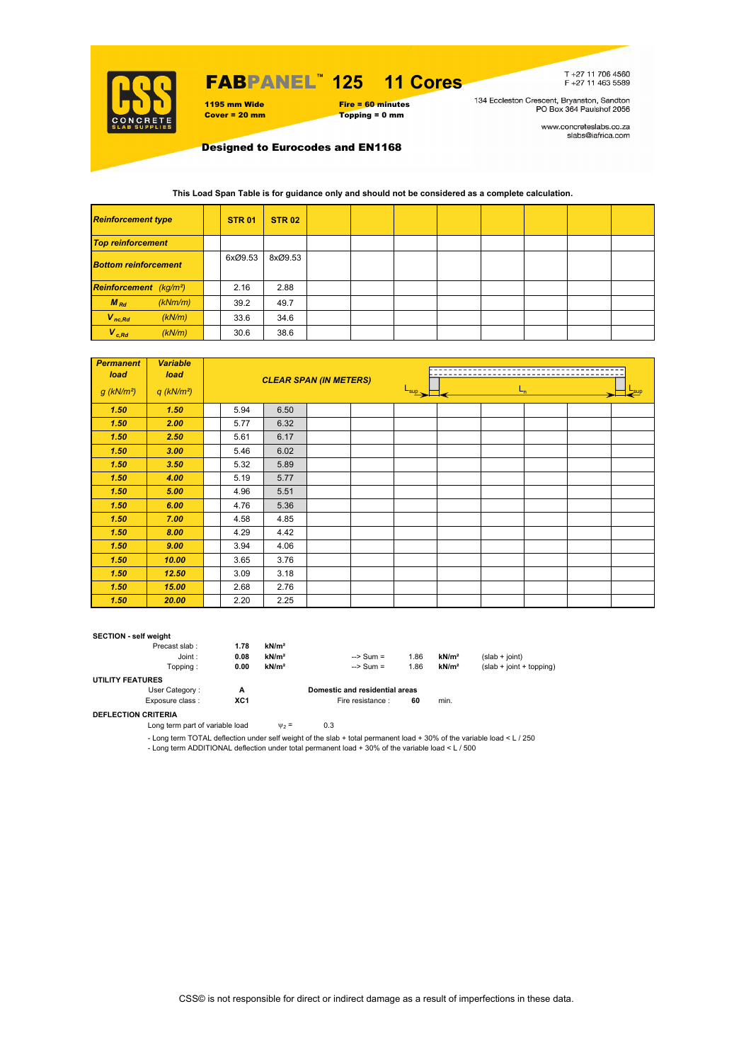# FABPANEL™ 125 11 Cores

**1195 mm Wide**
**Cover = 20 mm**

**Fire = 60 minutes**
**Topping = 0 mm**

T +27 11 706 4560
F +27 11 463 5589

134 Eccleston Crescent, Bryanston, Sandton
PO Box 364 Paulshof 2056

www.concreteslabs.co.za
slabs@iafrica.com

**Designed to Eurocodes and EN1168**

**This Load Span Table is for guidance only and should not be considered as a complete calculation.**

| ***Reinforcement type*** | | **STR 01** | **STR 02** | | | | | | | | |
|---|---|---|---|---|---|---|---|---|---|---|---|
| ***Top reinforcement*** | | | | | | | | | | | |
| ***Bottom reinforcement*** | | 6xØ9.53 | 8xØ9.53 | | | | | | | | |
| ***Reinforcement*** *(kg/m²)* | | 2.16 | 2.88 | | | | | | | | |
| $M_{Rd}$ *(kNm/m)* | | 39.2 | 49.7 | | | | | | | | |
| $V_{nc,Rd}$ *(kN/m)* | | 33.6 | 34.6 | | | | | | | | |
| $V_{c,Rd}$ *(kN/m)* | | 30.6 | 38.6 | | | | | | | | |

| ***Permanent load*** *g (kN/m²)* | ***Variable load*** *q (kN/m²)* | ***CLEAR SPAN (IN METERS)*** | | | | | | | | | |
|---|---|---|---|---|---|---|---|---|---|---|---|
| **1.50** | **1.50** | 5.94 | 6.50 | | | | | | | | |
| **1.50** | **2.00** | 5.77 | 6.32 | | | | | | | | |
| **1.50** | **2.50** | 5.61 | 6.17 | | | | | | | | |
| **1.50** | **3.00** | 5.46 | 6.02 | | | | | | | | |
| **1.50** | **3.50** | 5.32 | 5.89 | | | | | | | | |
| **1.50** | **4.00** | 5.19 | 5.77 | | | | | | | | |
| **1.50** | **5.00** | 4.96 | 5.51 | | | | | | | | |
| **1.50** | **6.00** | 4.76 | 5.36 | | | | | | | | |
| **1.50** | **7.00** | 4.58 | 4.85 | | | | | | | | |
| **1.50** | **8.00** | 4.29 | 4.42 | | | | | | | | |
| **1.50** | **9.00** | 3.94 | 4.06 | | | | | | | | |
| **1.50** | **10.00** | 3.65 | 3.76 | | | | | | | | |
| **1.50** | **12.50** | 3.09 | 3.18 | | | | | | | | |
| **1.50** | **15.00** | 2.68 | 2.76 | | | | | | | | |
| **1.50** | **20.00** | 2.20 | 2.25 | | | | | | | | |

**SECTION - self weight**

| | | | | | | |
|---|---|---|---|---|---|---|
| Precast slab : | **1.78** | **kN/m²** | | | | |
| Joint : | **0.08** | **kN/m²** | --> Sum = | 1.86 | **kN/m²** | (slab + joint) |
| Topping : | **0.00** | **kN/m²** | --> Sum = | 1.86 | **kN/m²** | (slab + joint + topping) |

**UTILITY FEATURES**

User Category : **A** — **Domestic and residential areas**

Exposure class : **XC1** — Fire resistance : **60** min.

**DEFLECTION CRITERIA**

Long term part of variable load $\psi_2 =$ 0.3

- Long term TOTAL deflection under self weight of the slab + total permanent load + 30% of the variable load < L / 250
- Long term ADDITIONAL deflection under total permanent load + 30% of the variable load < L / 500

CSS© is not responsible for direct or indirect damage as a result of imperfections in these data.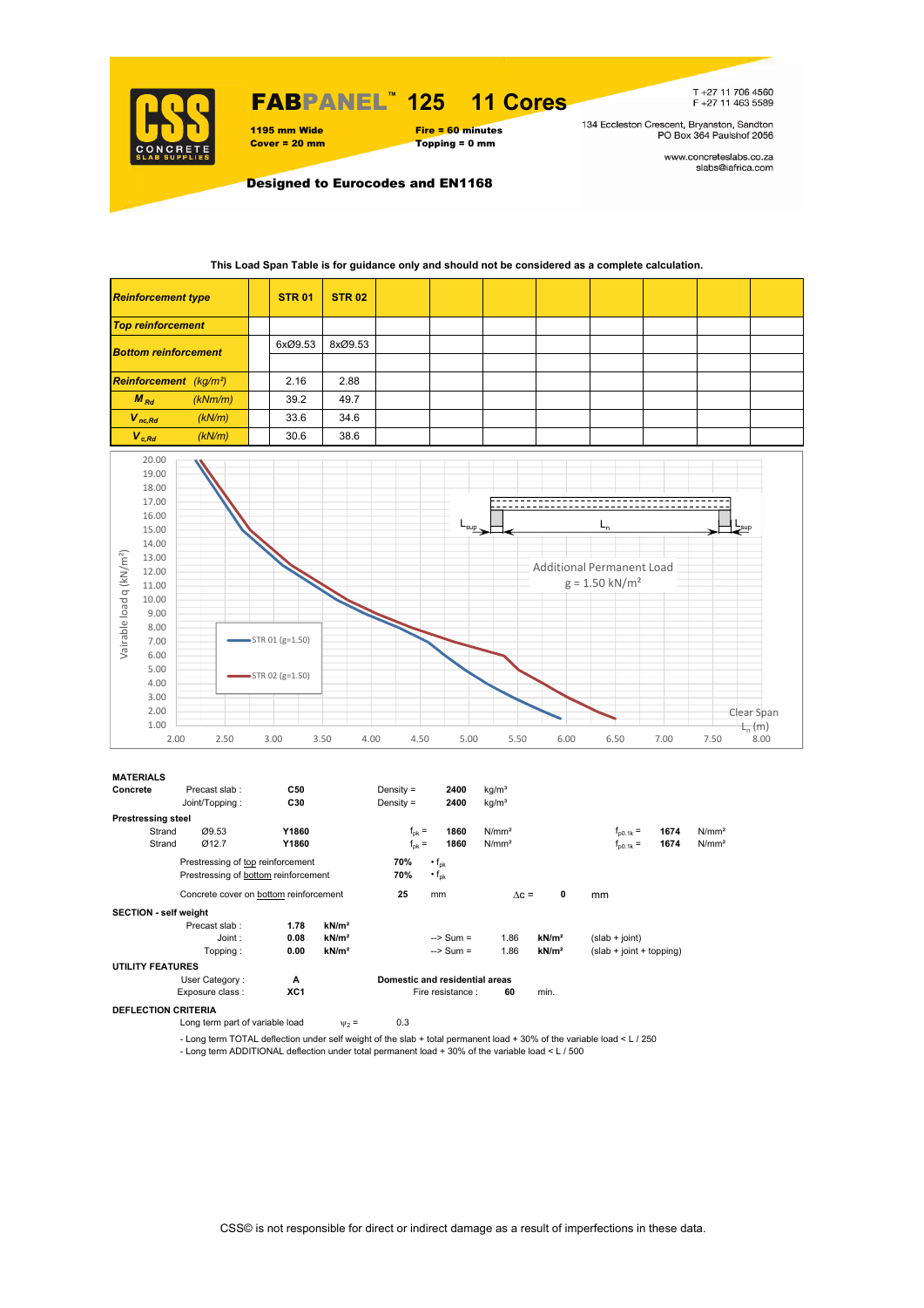# FABPANEL™ 125 11 Cores

**1195 mm Wide**
**Cover = 20 mm**

**Fire = 60 minutes**
**Topping = 0 mm**

**Designed to Eurocodes and EN1168**

T +27 11 706 4560
F +27 11 463 5589

134 Eccleston Crescent, Bryanston, Sandton
PO Box 364 Paulshof 2056

www.concreteslabs.co.za
slabs@iafrica.com

**This Load Span Table is for guidance only and should not be considered as a complete calculation.**

| Reinforcement type | | STR 01 | STR 02 | | | | | | | | |
|---|---|---|---|---|---|---|---|---|---|---|---|
| Top reinforcement | | | | | | | | | | | |
| Bottom reinforcement | | 6xØ9.53 | 8xØ9.53 | | | | | | | | |
| | | | | | | | | | | | |
| Reinforcement (kg/m²) | | 2.16 | 2.88 | | | | | | | | |
| $M_{Rd}$ (kNm/m) | | 39.2 | 49.7 | | | | | | | | |
| $V_{nc,Rd}$ (kN/m) | | 33.6 | 34.6 | | | | | | | | |
| $V_{c,Rd}$ (kN/m) | | 30.6 | 38.6 | | | | | | | | |

Vairable load q (kN/m²)
20.00
19.00
18.00
17.00
16.00
15.00
14.00
13.00
12.00
11.00
10.00
9.00
8.00
7.00
6.00
5.00
4.00
3.00
2.00
1.00

2.00 2.50 3.00 3.50 4.00 4.50 5.00 5.50 6.00 6.50 7.00 7.50 8.00

STR 01 (g=1.50)
STR 02 (g=1.50)

$L_{sup}$ $L_n$ $L_{sup}$

Additional Permanent Load
g = 1.50 kN/m²

Clear Span
$L_n$ (m)

**MATERIALS**

**Concrete**

| | | | | | |
|---|---|---|---|---|---|
| Precast slab : | C50 | Density = | 2400 | kg/m³ | |
| Joint/Topping : | C30 | Density = | 2400 | kg/m³ | |

**Prestressing steel**

| | | | | | | | | |
|---|---|---|---|---|---|---|---|---|
| Strand | Ø9.53 | Y1860 | $f_{pk}$ = | 1860 | N/mm² | $f_{p0.1k}$ = | 1674 | N/mm² |
| Strand | Ø12.7 | Y1860 | $f_{pk}$ = | 1860 | N/mm² | $f_{p0.1k}$ = | 1674 | N/mm² |

Prestressing of top reinforcement 70% $\cdot f_{pk}$
Prestressing of bottom reinforcement 70% $\cdot f_{pk}$

Concrete cover on bottom reinforcement 25 mm $\Delta c$ = 0 mm

**SECTION - self weight**

| | | | | | | |
|---|---|---|---|---|---|---|
| Precast slab : | 1.78 | kN/m² | | | | |
| Joint : | 0.08 | kN/m² | --> Sum = | 1.86 | kN/m² | (slab + joint) |
| Topping : | 0.00 | kN/m² | --> Sum = | 1.86 | kN/m² | (slab + joint + topping) |

**UTILITY FEATURES**

User Category : **A** **Domestic and residential areas**
Exposure class : **XC1** Fire resistance : **60** min.

**DEFLECTION CRITERIA**

Long term part of variable load $\psi_2$ = 0.3

- Long term TOTAL deflection under self weight of the slab + total permanent load + 30% of the variable load < L / 250
- Long term ADDITIONAL deflection under total permanent load + 30% of the variable load < L / 500

CSS© is not responsible for direct or indirect damage as a result of imperfections in these data.